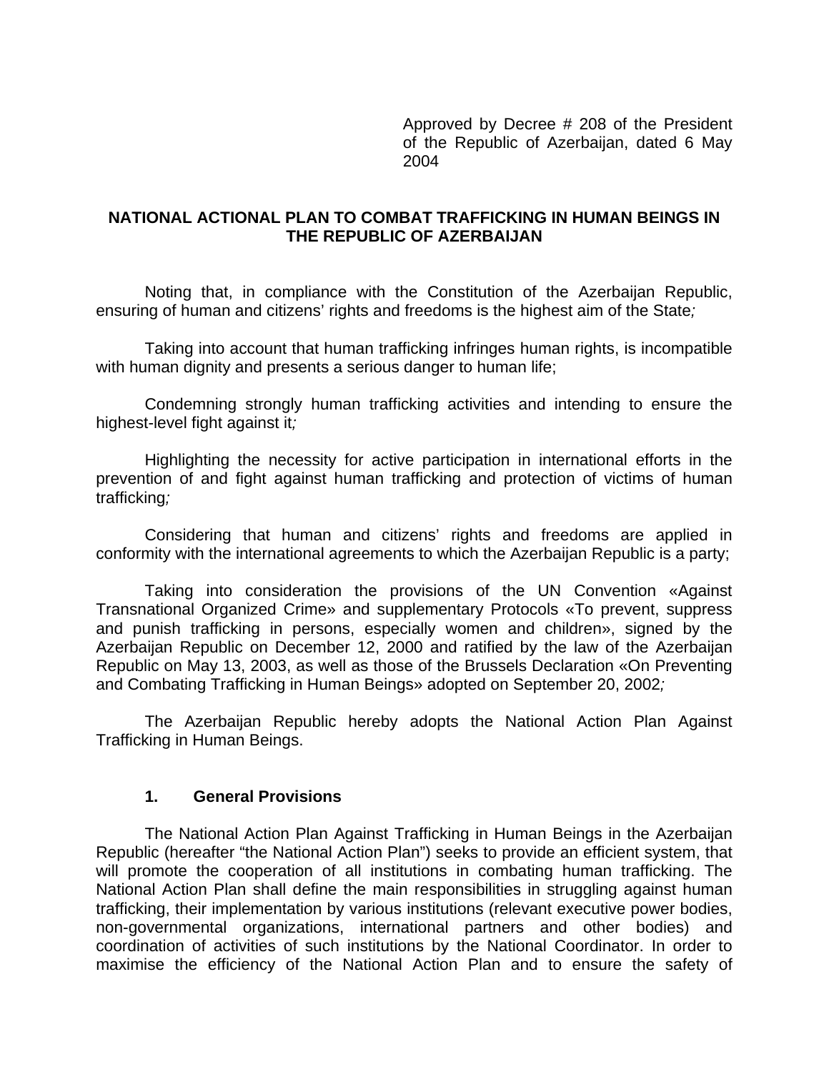Approved by Decree # 208 of the President of the Republic of Azerbaijan, dated 6 May 2004

# NATIONAL ACTIONAL PLAN TO COMBAT TRAFFICKING IN HUMAN BEINGS IN THE REPUBLIC OF AZERBAIJAN

Noting that, in compliance with the Constitution of the Azerbaijan Republic, ensuring of human and citizens' rights and freedoms is the highest aim of the State*;*

Taking into account that human trafficking infringes human rights, is incompatible with human dignity and presents a serious danger to human life;

Condemning strongly human trafficking activities and intending to ensure the highest-level fight against it*;*

Highlighting the necessity for active participation in international efforts in the prevention of and fight against human trafficking and protection of victims of human trafficking*;*

Considering that human and citizens' rights and freedoms are applied in conformity with the international agreements to which the Azerbaijan Republic is a party;

Taking into consideration the provisions of the UN Convention «Against Transnational Organized Crime» and supplementary Protocols «To prevent, suppress and punish trafficking in persons, especially women and children», signed by the Azerbaijan Republic on December 12, 2000 and ratified by the law of the Azerbaijan Republic on May 13, 2003, as well as those of the Brussels Declaration «On Preventing and Combating Trafficking in Human Beings» adopted on September 20, 2002*;*

The Azerbaijan Republic hereby adopts the National Action Plan Against Trafficking in Human Beings.

## 1. General Provisions

The National Action Plan Against Trafficking in Human Beings in the Azerbaijan Republic (hereafter "the National Action Plan") seeks to provide an efficient system, that will promote the cooperation of all institutions in combating human trafficking. The National Action Plan shall define the main responsibilities in struggling against human trafficking, their implementation by various institutions (relevant executive power bodies, non-governmental organizations, international partners and other bodies) and coordination of activities of such institutions by the National Coordinator. In order to maximise the efficiency of the National Action Plan and to ensure the safety of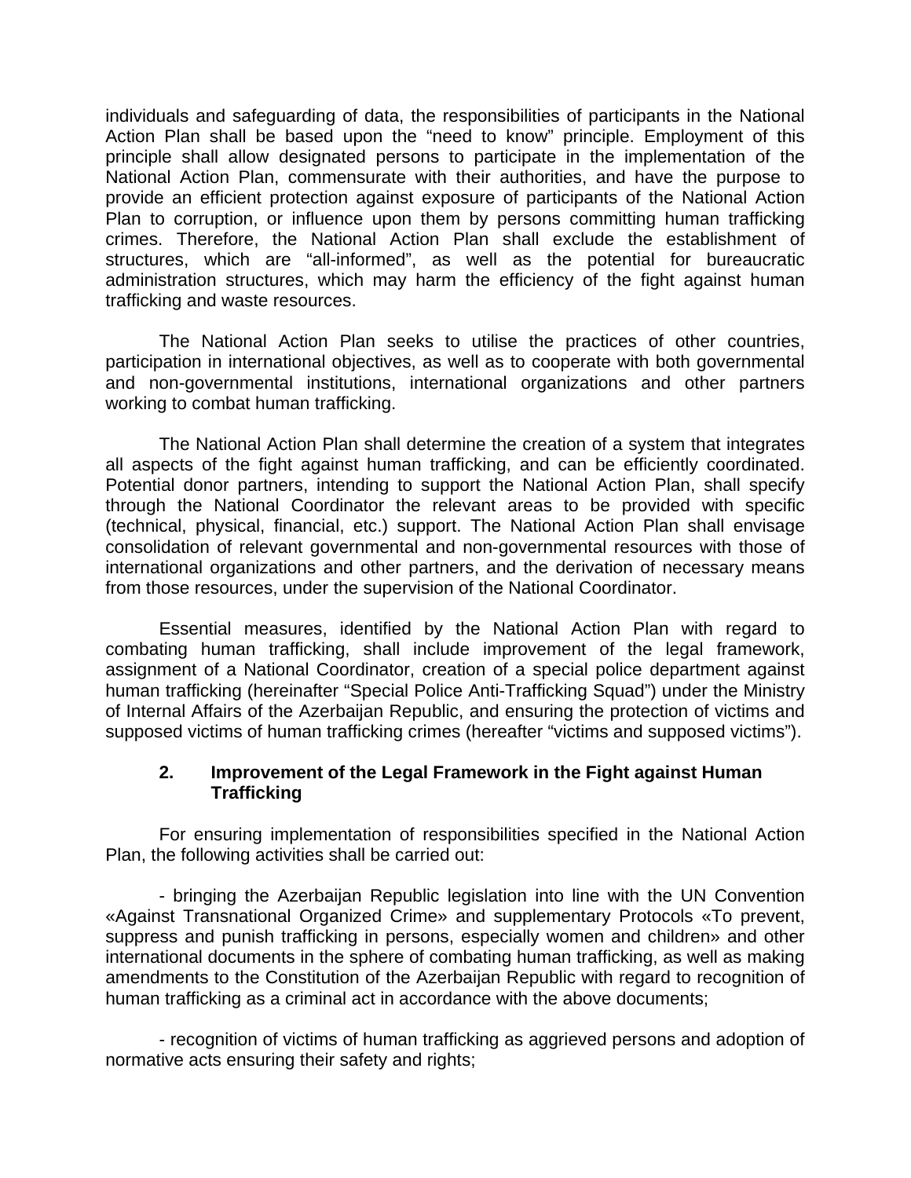individuals and safeguarding of data, the responsibilities of participants in the National Action Plan shall be based upon the “need to know” principle. Employment of this principle shall allow designated persons to participate in the implementation of the National Action Plan, commensurate with their authorities, and have the purpose to provide an efficient protection against exposure of participants of the National Action Plan to corruption, or influence upon them by persons committing human trafficking crimes. Therefore, the National Action Plan shall exclude the establishment of structures, which are “all-informed”, as well as the potential for bureaucratic administration structures, which may harm the efficiency of the fight against human trafficking and waste resources.

The National Action Plan seeks to utilise the practices of other countries, participation in international objectives, as well as to cooperate with both governmental and non-governmental institutions, international organizations and other partners working to combat human trafficking.

The National Action Plan shall determine the creation of a system that integrates all aspects of the fight against human trafficking, and can be efficiently coordinated. Potential donor partners, intending to support the National Action Plan, shall specify through the National Coordinator the relevant areas to be provided with specific (technical, physical, financial, etc.) support. The National Action Plan shall envisage consolidation of relevant governmental and non-governmental resources with those of international organizations and other partners, and the derivation of necessary means from those resources, under the supervision of the National Coordinator.

Essential measures, identified by the National Action Plan with regard to combating human trafficking, shall include improvement of the legal framework, assignment of a National Coordinator, creation of a special police department against human trafficking (hereinafter “Special Police Anti-Trafficking Squad”) under the Ministry of Internal Affairs of the Azerbaijan Republic, and ensuring the protection of victims and supposed victims of human trafficking crimes (hereafter “victims and supposed victims”).

## 2. Improvement of the Legal Framework in the Fight against Human Trafficking

For ensuring implementation of responsibilities specified in the National Action Plan, the following activities shall be carried out:

- bringing the Azerbaijan Republic legislation into line with the UN Convention «Against Transnational Organized Crime» and supplementary Protocols «To prevent, suppress and punish trafficking in persons, especially women and children» and other international documents in the sphere of combating human trafficking, as well as making amendments to the Constitution of the Azerbaijan Republic with regard to recognition of human trafficking as a criminal act in accordance with the above documents;

- recognition of victims of human trafficking as aggrieved persons and adoption of normative acts ensuring their safety and rights;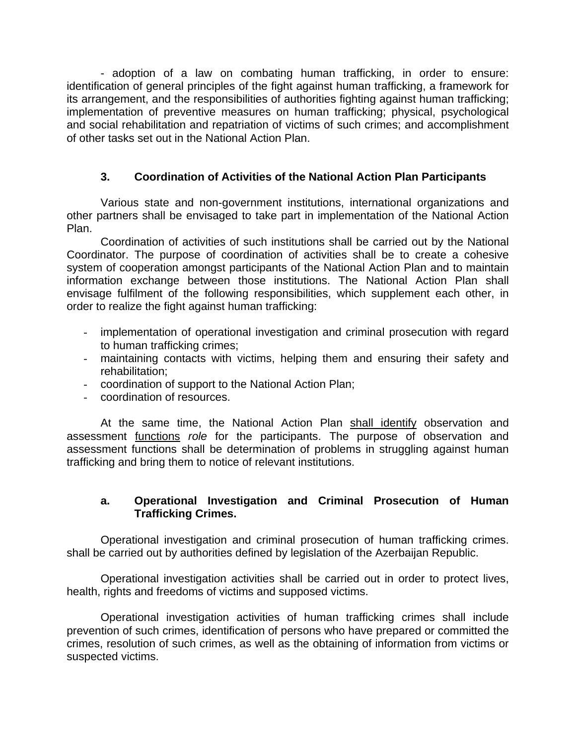- adoption of a law on combating human trafficking, in order to ensure: identification of general principles of the fight against human trafficking, a framework for its arrangement, and the responsibilities of authorities fighting against human trafficking; implementation of preventive measures on human trafficking; physical, psychological and social rehabilitation and repatriation of victims of such crimes; and accomplishment of other tasks set out in the National Action Plan.

### 3. Coordination of Activities of the National Action Plan Participants

Various state and non-government institutions, international organizations and other partners shall be envisaged to take part in implementation of the National Action Plan.

Coordination of activities of such institutions shall be carried out by the National Coordinator. The purpose of coordination of activities shall be to create a cohesive system of cooperation amongst participants of the National Action Plan and to maintain information exchange between those institutions. The National Action Plan shall envisage fulfilment of the following responsibilities, which supplement each other, in order to realize the fight against human trafficking:

- implementation of operational investigation and criminal prosecution with regard to human trafficking crimes;
- maintaining contacts with victims, helping them and ensuring their safety and rehabilitation;
- coordination of support to the National Action Plan;
- coordination of resources.

At the same time, the National Action Plan <u>shall identify</u> observation and assessment <u>functions</u> *role* for the participants. The purpose of observation and assessment functions shall be determination of problems in struggling against human trafficking and bring them to notice of relevant institutions.

#### a. Operational Investigation and Criminal Prosecution of Human Trafficking Crimes.

Operational investigation and criminal prosecution of human trafficking crimes. shall be carried out by authorities defined by legislation of the Azerbaijan Republic.

Operational investigation activities shall be carried out in order to protect lives, health, rights and freedoms of victims and supposed victims.

Operational investigation activities of human trafficking crimes shall include prevention of such crimes, identification of persons who have prepared or committed the crimes, resolution of such crimes, as well as the obtaining of information from victims or suspected victims.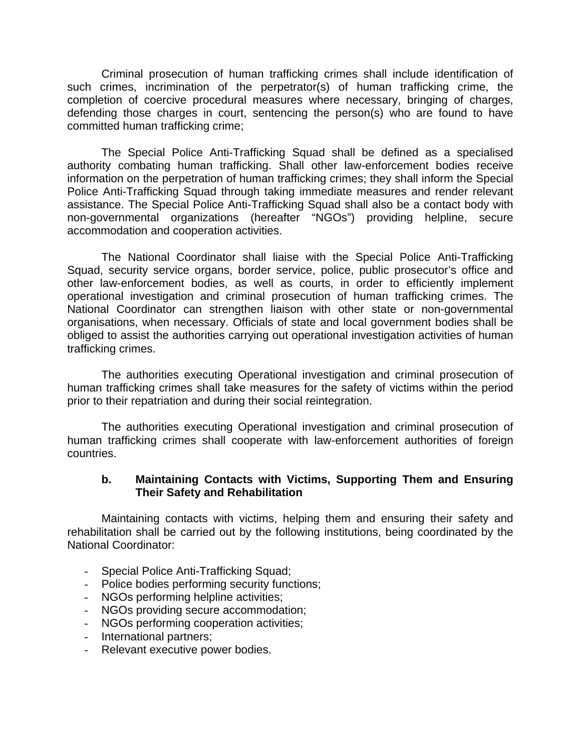Criminal prosecution of human trafficking crimes shall include identification of such crimes, incrimination of the perpetrator(s) of human trafficking crime, the completion of coercive procedural measures where necessary, bringing of charges, defending those charges in court, sentencing the person(s) who are found to have committed human trafficking crime;

The Special Police Anti-Trafficking Squad shall be defined as a specialised authority combating human trafficking. Shall other law-enforcement bodies receive information on the perpetration of human trafficking crimes; they shall inform the Special Police Anti-Trafficking Squad through taking immediate measures and render relevant assistance. The Special Police Anti-Trafficking Squad shall also be a contact body with non-governmental organizations (hereafter "NGOs") providing helpline, secure accommodation and cooperation activities.

The National Coordinator shall liaise with the Special Police Anti-Trafficking Squad, security service organs, border service, police, public prosecutor's office and other law-enforcement bodies, as well as courts, in order to efficiently implement operational investigation and criminal prosecution of human trafficking crimes. The National Coordinator can strengthen liaison with other state or non-governmental organisations, when necessary. Officials of state and local government bodies shall be obliged to assist the authorities carrying out operational investigation activities of human trafficking crimes.

The authorities executing Operational investigation and criminal prosecution of human trafficking crimes shall take measures for the safety of victims within the period prior to their repatriation and during their social reintegration.

The authorities executing Operational investigation and criminal prosecution of human trafficking crimes shall cooperate with law-enforcement authorities of foreign countries.

**b. Maintaining Contacts with Victims, Supporting Them and Ensuring Their Safety and Rehabilitation**

Maintaining contacts with victims, helping them and ensuring their safety and rehabilitation shall be carried out by the following institutions, being coordinated by the National Coordinator:

- Special Police Anti-Trafficking Squad;
- Police bodies performing security functions;
- NGOs performing helpline activities;
- NGOs providing secure accommodation;
- NGOs performing cooperation activities;
- International partners;
- Relevant executive power bodies.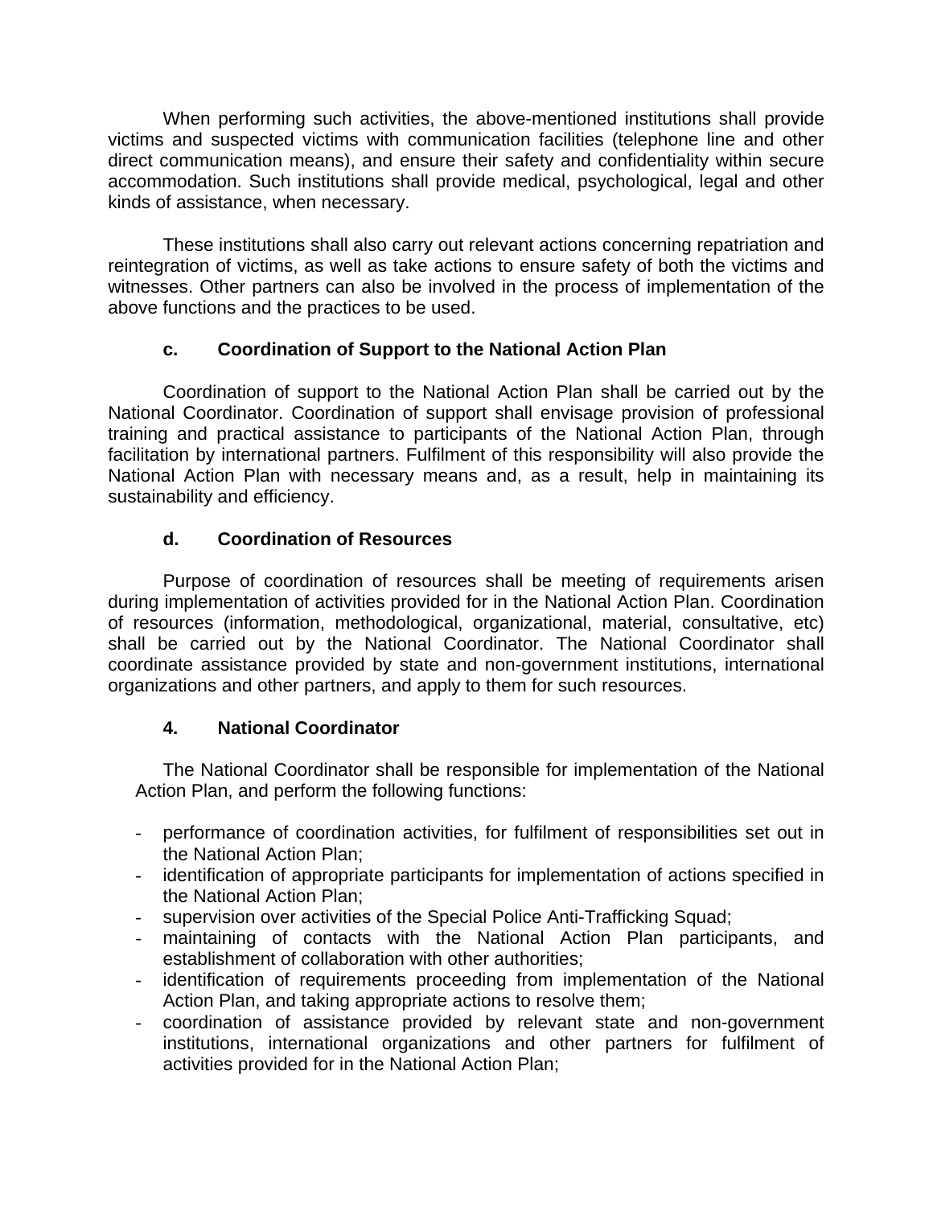When performing such activities, the above-mentioned institutions shall provide victims and suspected victims with communication facilities (telephone line and other direct communication means), and ensure their safety and confidentiality within secure accommodation. Such institutions shall provide medical, psychological, legal and other kinds of assistance, when necessary.

These institutions shall also carry out relevant actions concerning repatriation and reintegration of victims, as well as take actions to ensure safety of both the victims and witnesses. Other partners can also be involved in the process of implementation of the above functions and the practices to be used.

### c. Coordination of Support to the National Action Plan

Coordination of support to the National Action Plan shall be carried out by the National Coordinator. Coordination of support shall envisage provision of professional training and practical assistance to participants of the National Action Plan, through facilitation by international partners. Fulfilment of this responsibility will also provide the National Action Plan with necessary means and, as a result, help in maintaining its sustainability and efficiency.

### d. Coordination of Resources

Purpose of coordination of resources shall be meeting of requirements arisen during implementation of activities provided for in the National Action Plan. Coordination of resources (information, methodological, organizational, material, consultative, etc) shall be carried out by the National Coordinator. The National Coordinator shall coordinate assistance provided by state and non-government institutions, international organizations and other partners, and apply to them for such resources.

## 4. National Coordinator

The National Coordinator shall be responsible for implementation of the National Action Plan, and perform the following functions:

- performance of coordination activities, for fulfilment of responsibilities set out in the National Action Plan;
- identification of appropriate participants for implementation of actions specified in the National Action Plan;
- supervision over activities of the Special Police Anti-Trafficking Squad;
- maintaining of contacts with the National Action Plan participants, and establishment of collaboration with other authorities;
- identification of requirements proceeding from implementation of the National Action Plan, and taking appropriate actions to resolve them;
- coordination of assistance provided by relevant state and non-government institutions, international organizations and other partners for fulfilment of activities provided for in the National Action Plan;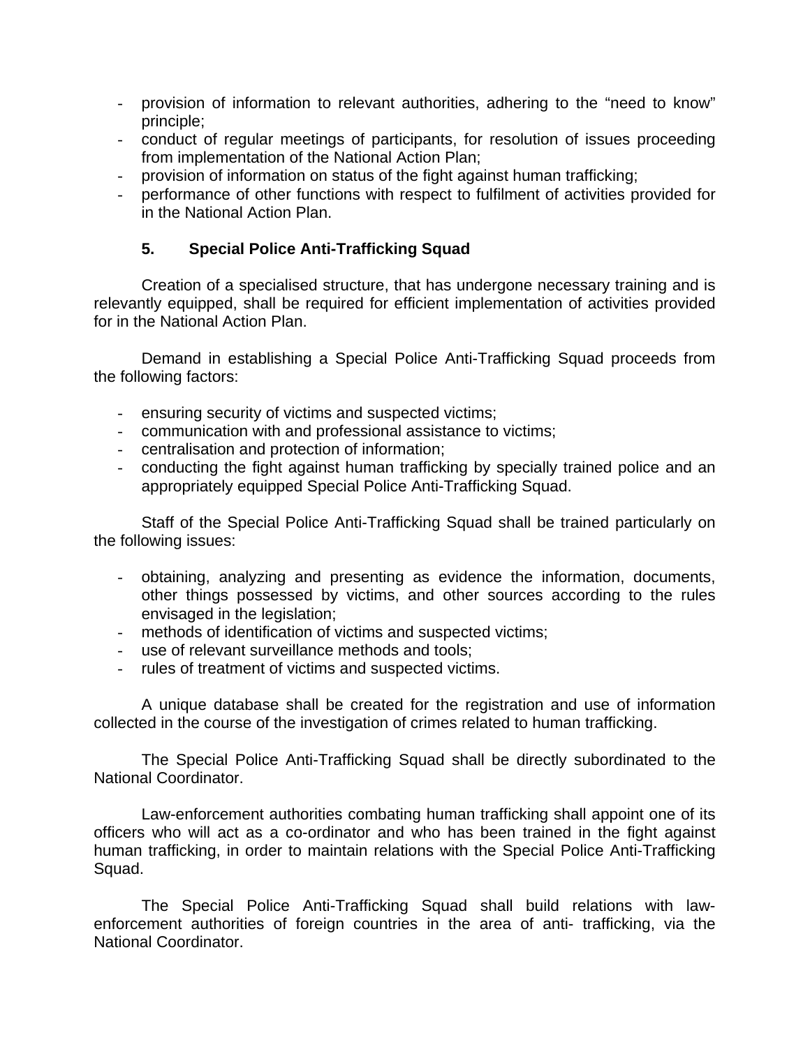- provision of information to relevant authorities, adhering to the "need to know" principle;
- conduct of regular meetings of participants, for resolution of issues proceeding from implementation of the National Action Plan;
- provision of information on status of the fight against human trafficking;
- performance of other functions with respect to fulfilment of activities provided for in the National Action Plan.

### 5. Special Police Anti-Trafficking Squad

Creation of a specialised structure, that has undergone necessary training and is relevantly equipped, shall be required for efficient implementation of activities provided for in the National Action Plan.

Demand in establishing a Special Police Anti-Trafficking Squad proceeds from the following factors:

- ensuring security of victims and suspected victims;
- communication with and professional assistance to victims;
- centralisation and protection of information;
- conducting the fight against human trafficking by specially trained police and an appropriately equipped Special Police Anti-Trafficking Squad.

Staff of the Special Police Anti-Trafficking Squad shall be trained particularly on the following issues:

- obtaining, analyzing and presenting as evidence the information, documents, other things possessed by victims, and other sources according to the rules envisaged in the legislation;
- methods of identification of victims and suspected victims;
- use of relevant surveillance methods and tools;
- rules of treatment of victims and suspected victims.

A unique database shall be created for the registration and use of information collected in the course of the investigation of crimes related to human trafficking.

The Special Police Anti-Trafficking Squad shall be directly subordinated to the National Coordinator.

Law-enforcement authorities combating human trafficking shall appoint one of its officers who will act as a co-ordinator and who has been trained in the fight against human trafficking, in order to maintain relations with the Special Police Anti-Trafficking Squad.

The Special Police Anti-Trafficking Squad shall build relations with law-enforcement authorities of foreign countries in the area of anti- trafficking, via the National Coordinator.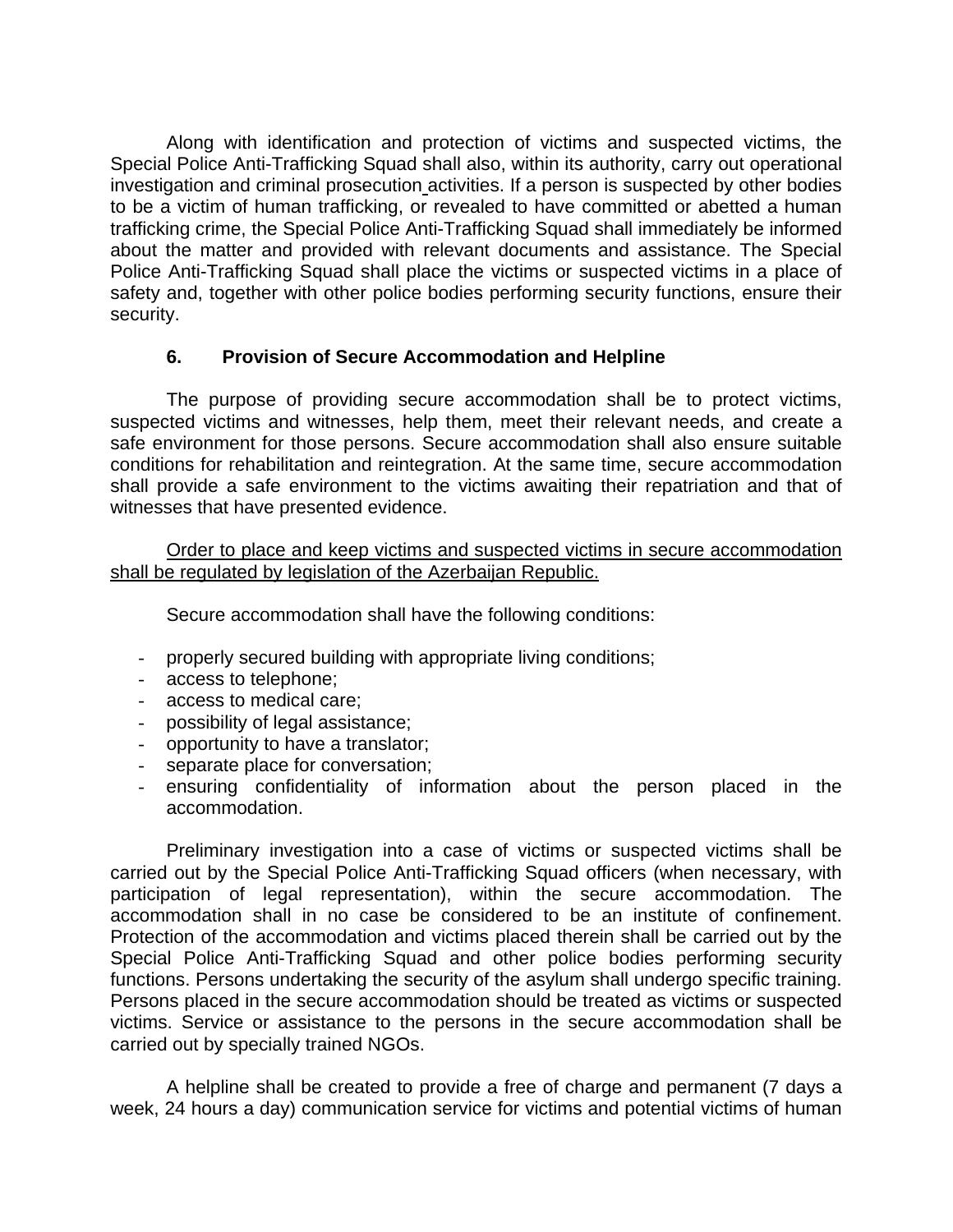Along with identification and protection of victims and suspected victims, the Special Police Anti-Trafficking Squad shall also, within its authority, carry out operational investigation and criminal prosecution activities. If a person is suspected by other bodies to be a victim of human trafficking, or revealed to have committed or abetted a human trafficking crime, the Special Police Anti-Trafficking Squad shall immediately be informed about the matter and provided with relevant documents and assistance. The Special Police Anti-Trafficking Squad shall place the victims or suspected victims in a place of safety and, together with other police bodies performing security functions, ensure their security.

### 6. Provision of Secure Accommodation and Helpline

The purpose of providing secure accommodation shall be to protect victims, suspected victims and witnesses, help them, meet their relevant needs, and create a safe environment for those persons. Secure accommodation shall also ensure suitable conditions for rehabilitation and reintegration. At the same time, secure accommodation shall provide a safe environment to the victims awaiting their repatriation and that of witnesses that have presented evidence.

<u>Order to place and keep victims and suspected victims in secure accommodation shall be regulated by legislation of the Azerbaijan Republic.</u>

Secure accommodation shall have the following conditions:

- properly secured building with appropriate living conditions;
- access to telephone;
- access to medical care;
- possibility of legal assistance;
- opportunity to have a translator;
- separate place for conversation;
- ensuring confidentiality of information about the person placed in the accommodation.

Preliminary investigation into a case of victims or suspected victims shall be carried out by the Special Police Anti-Trafficking Squad officers (when necessary, with participation of legal representation), within the secure accommodation. The accommodation shall in no case be considered to be an institute of confinement. Protection of the accommodation and victims placed therein shall be carried out by the Special Police Anti-Trafficking Squad and other police bodies performing security functions. Persons undertaking the security of the asylum shall undergo specific training. Persons placed in the secure accommodation should be treated as victims or suspected victims. Service or assistance to the persons in the secure accommodation shall be carried out by specially trained NGOs.

A helpline shall be created to provide a free of charge and permanent (7 days a week, 24 hours a day) communication service for victims and potential victims of human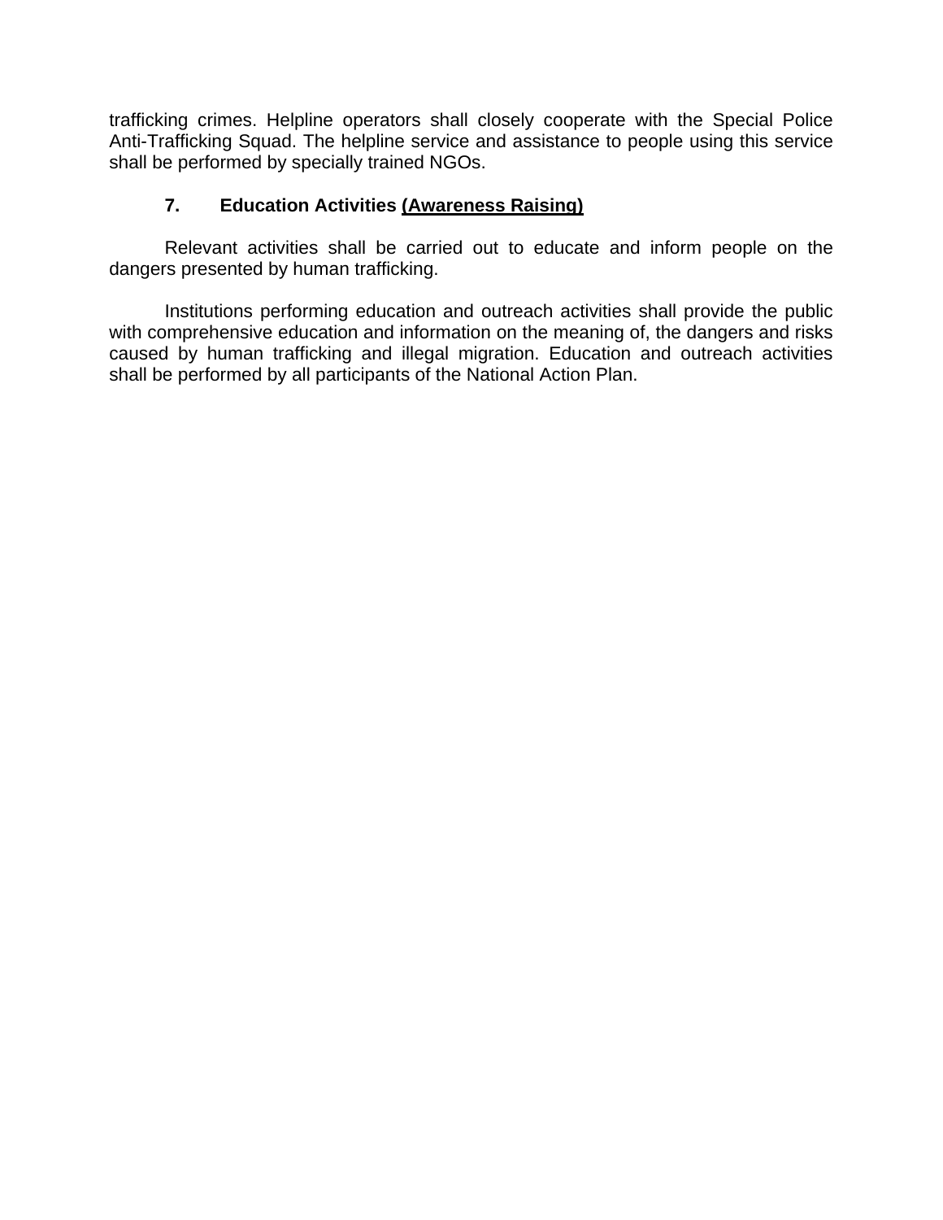trafficking crimes. Helpline operators shall closely cooperate with the Special Police Anti-Trafficking Squad. The helpline service and assistance to people using this service shall be performed by specially trained NGOs.

### 7. Education Activities <u>(Awareness Raising)</u>

Relevant activities shall be carried out to educate and inform people on the dangers presented by human trafficking.

Institutions performing education and outreach activities shall provide the public with comprehensive education and information on the meaning of, the dangers and risks caused by human trafficking and illegal migration. Education and outreach activities shall be performed by all participants of the National Action Plan.